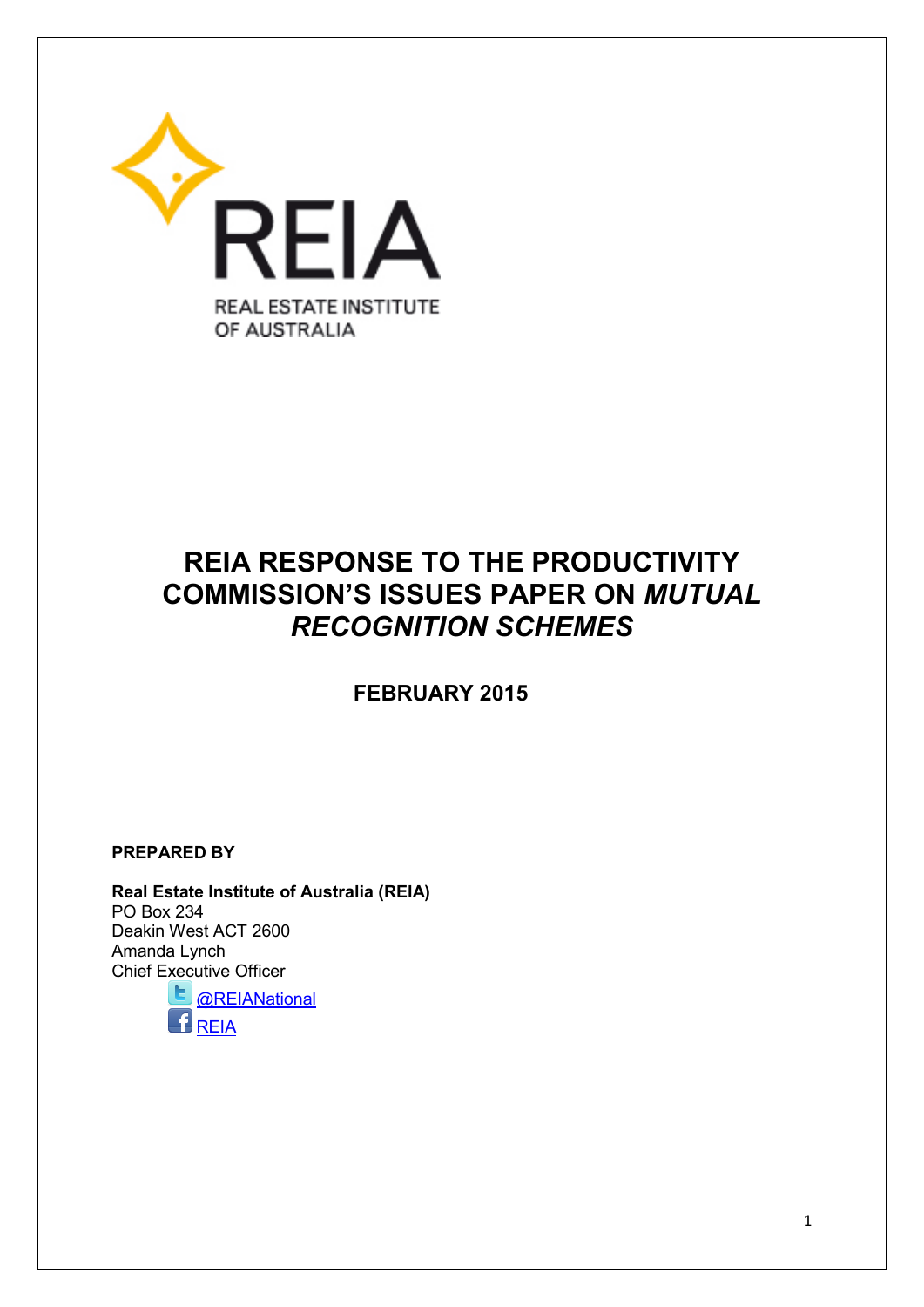REIA

REAL ESTATE INSTITUTE OF AUSTRALIA

# REIA RESPONSE TO THE PRODUCTIVITY COMMISSION'S ISSUES PAPER ON *MUTUAL RECOGNITION SCHEMES*

**FEBRUARY 2015**

**PREPARED BY**

**Real Estate Institute of Australia (REIA)**
PO Box 234
Deakin West ACT 2600
Amanda Lynch
Chief Executive Officer

@REIANational
REIA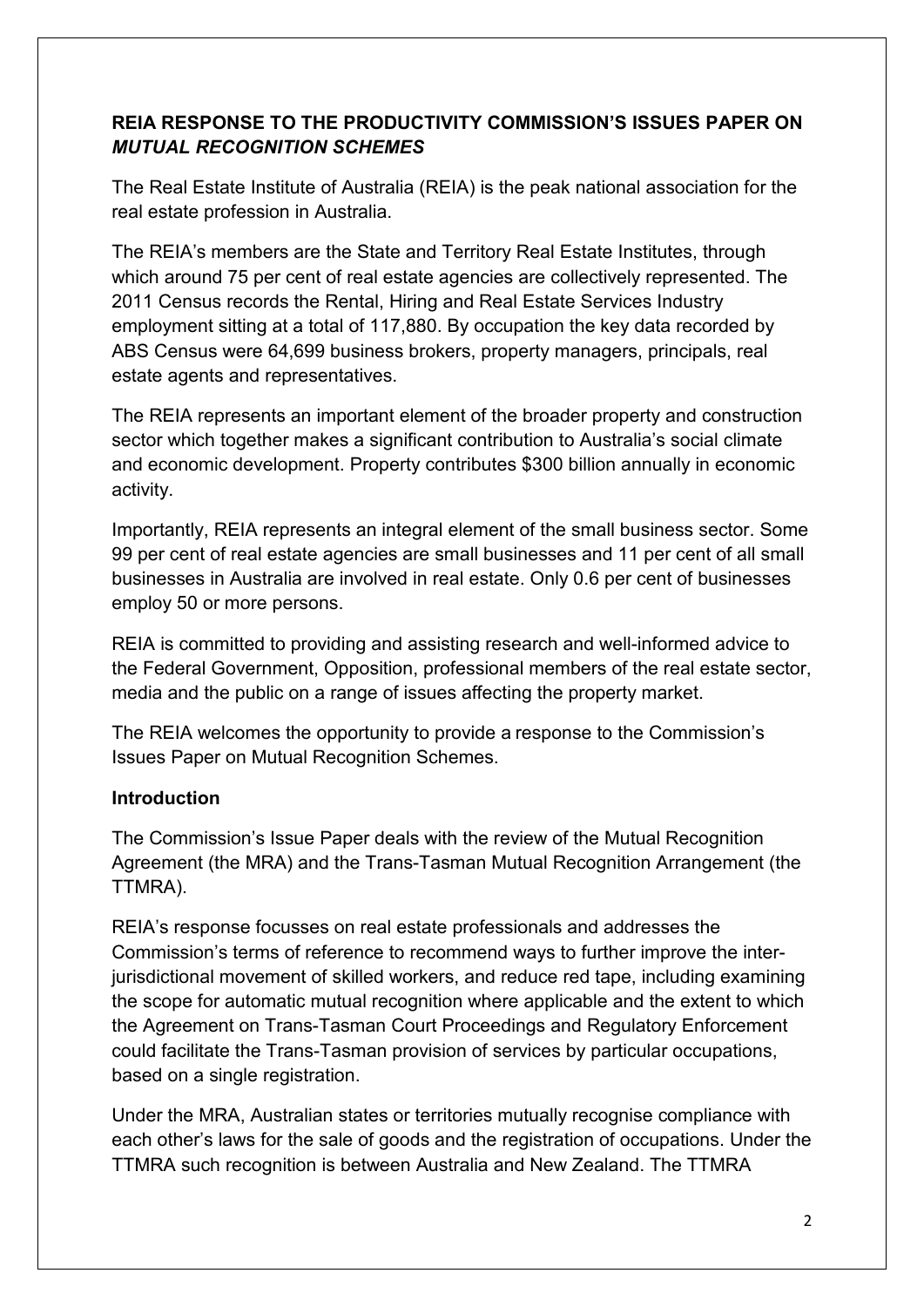**REIA RESPONSE TO THE PRODUCTIVITY COMMISSION'S ISSUES PAPER ON *MUTUAL RECOGNITION SCHEMES***

The Real Estate Institute of Australia (REIA) is the peak national association for the real estate profession in Australia.

The REIA's members are the State and Territory Real Estate Institutes, through which around 75 per cent of real estate agencies are collectively represented. The 2011 Census records the Rental, Hiring and Real Estate Services Industry employment sitting at a total of 117,880. By occupation the key data recorded by ABS Census were 64,699 business brokers, property managers, principals, real estate agents and representatives.

The REIA represents an important element of the broader property and construction sector which together makes a significant contribution to Australia's social climate and economic development. Property contributes $300 billion annually in economic activity.

Importantly, REIA represents an integral element of the small business sector. Some 99 per cent of real estate agencies are small businesses and 11 per cent of all small businesses in Australia are involved in real estate. Only 0.6 per cent of businesses employ 50 or more persons.

REIA is committed to providing and assisting research and well-informed advice to the Federal Government, Opposition, professional members of the real estate sector, media and the public on a range of issues affecting the property market.

The REIA welcomes the opportunity to provide a response to the Commission's Issues Paper on Mutual Recognition Schemes.

**Introduction**

The Commission's Issue Paper deals with the review of the Mutual Recognition Agreement (the MRA) and the Trans-Tasman Mutual Recognition Arrangement (the TTMRA).

REIA's response focusses on real estate professionals and addresses the Commission's terms of reference to recommend ways to further improve the inter-jurisdictional movement of skilled workers, and reduce red tape, including examining the scope for automatic mutual recognition where applicable and the extent to which the Agreement on Trans-Tasman Court Proceedings and Regulatory Enforcement could facilitate the Trans-Tasman provision of services by particular occupations, based on a single registration.

Under the MRA, Australian states or territories mutually recognise compliance with each other's laws for the sale of goods and the registration of occupations. Under the TTMRA such recognition is between Australia and New Zealand. The TTMRA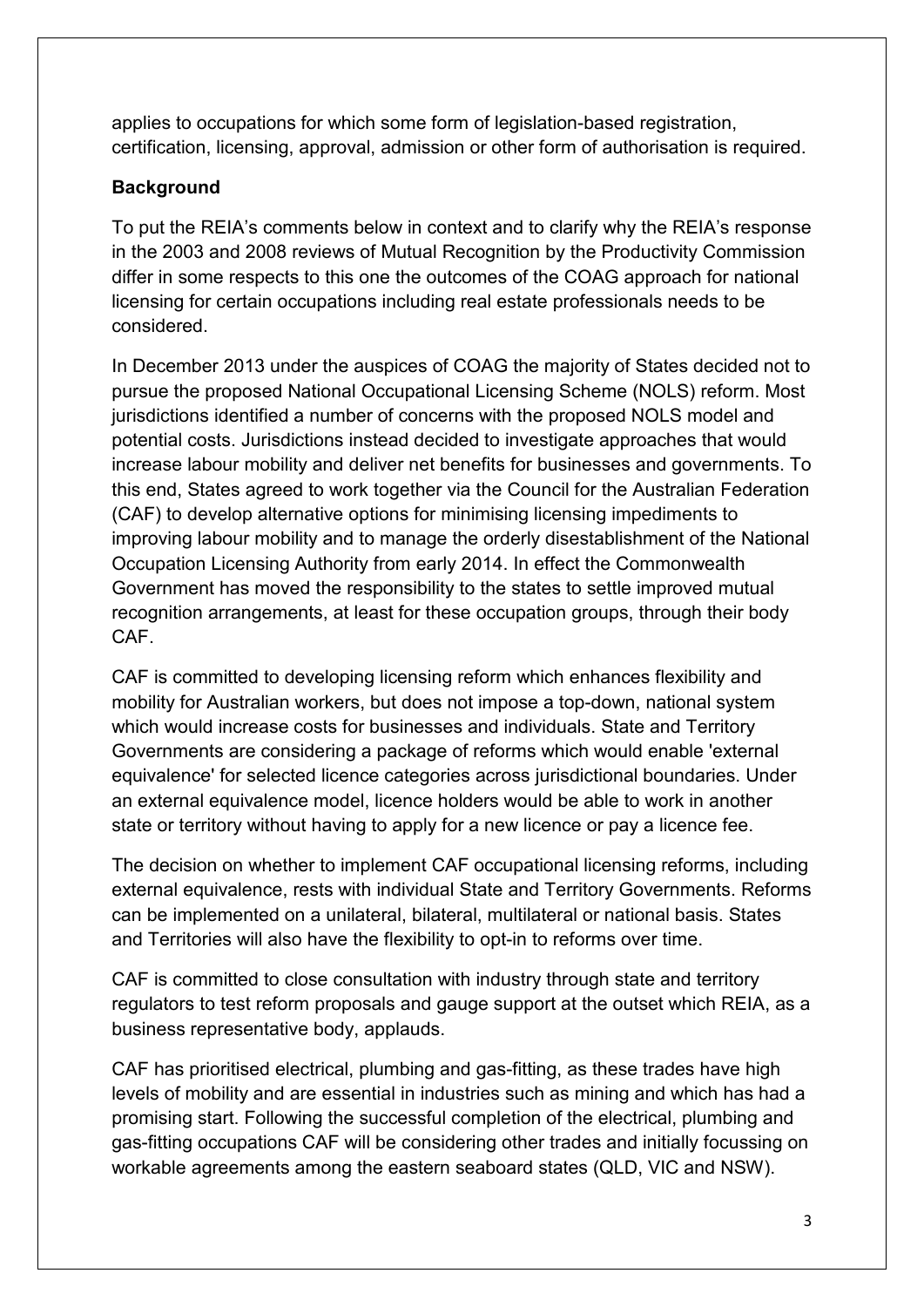applies to occupations for which some form of legislation-based registration, certification, licensing, approval, admission or other form of authorisation is required.

**Background**

To put the REIA's comments below in context and to clarify why the REIA's response in the 2003 and 2008 reviews of Mutual Recognition by the Productivity Commission differ in some respects to this one the outcomes of the COAG approach for national licensing for certain occupations including real estate professionals needs to be considered.

In December 2013 under the auspices of COAG the majority of States decided not to pursue the proposed National Occupational Licensing Scheme (NOLS) reform. Most jurisdictions identified a number of concerns with the proposed NOLS model and potential costs. Jurisdictions instead decided to investigate approaches that would increase labour mobility and deliver net benefits for businesses and governments. To this end, States agreed to work together via the Council for the Australian Federation (CAF) to develop alternative options for minimising licensing impediments to improving labour mobility and to manage the orderly disestablishment of the National Occupation Licensing Authority from early 2014. In effect the Commonwealth Government has moved the responsibility to the states to settle improved mutual recognition arrangements, at least for these occupation groups, through their body CAF.

CAF is committed to developing licensing reform which enhances flexibility and mobility for Australian workers, but does not impose a top-down, national system which would increase costs for businesses and individuals. State and Territory Governments are considering a package of reforms which would enable 'external equivalence' for selected licence categories across jurisdictional boundaries. Under an external equivalence model, licence holders would be able to work in another state or territory without having to apply for a new licence or pay a licence fee.

The decision on whether to implement CAF occupational licensing reforms, including external equivalence, rests with individual State and Territory Governments. Reforms can be implemented on a unilateral, bilateral, multilateral or national basis. States and Territories will also have the flexibility to opt-in to reforms over time.

CAF is committed to close consultation with industry through state and territory regulators to test reform proposals and gauge support at the outset which REIA, as a business representative body, applauds.

CAF has prioritised electrical, plumbing and gas-fitting, as these trades have high levels of mobility and are essential in industries such as mining and which has had a promising start. Following the successful completion of the electrical, plumbing and gas-fitting occupations CAF will be considering other trades and initially focussing on workable agreements among the eastern seaboard states (QLD, VIC and NSW).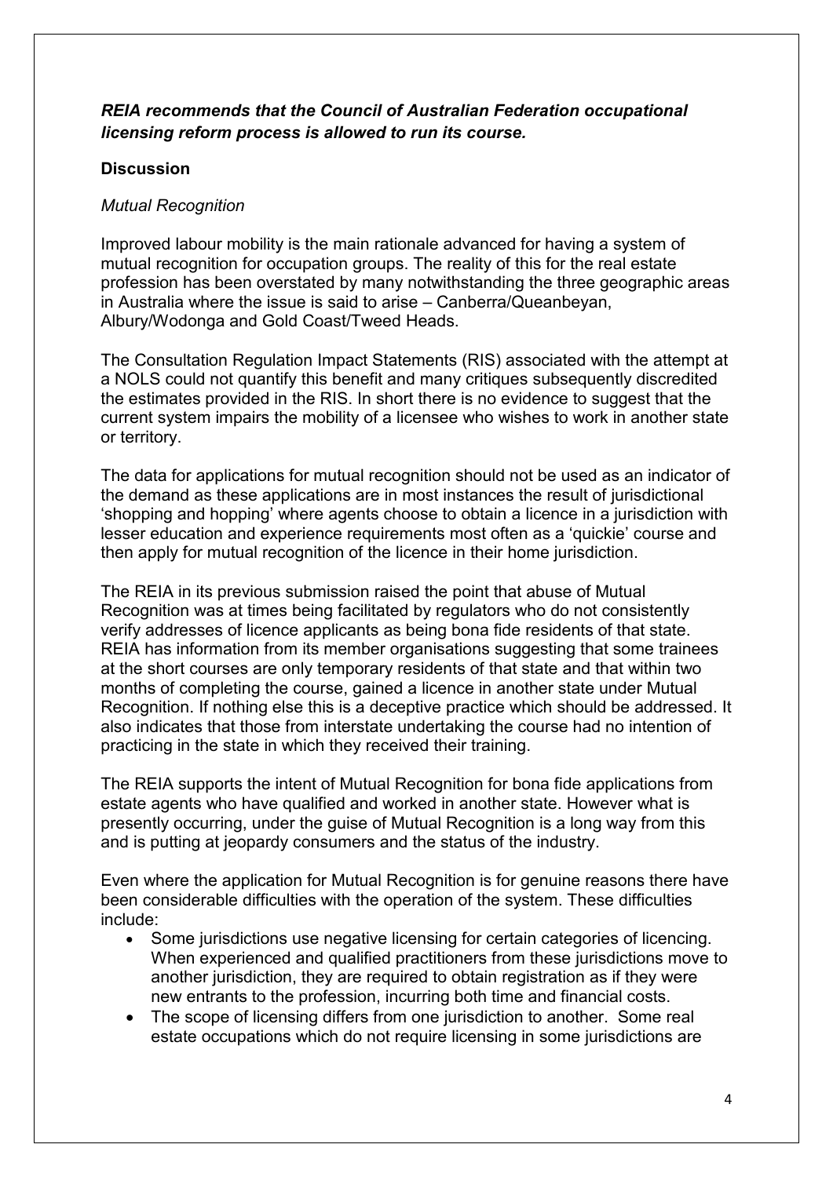***REIA recommends that the Council of Australian Federation occupational licensing reform process is allowed to run its course.***

**Discussion**

*Mutual Recognition*

Improved labour mobility is the main rationale advanced for having a system of mutual recognition for occupation groups. The reality of this for the real estate profession has been overstated by many notwithstanding the three geographic areas in Australia where the issue is said to arise – Canberra/Queanbeyan, Albury/Wodonga and Gold Coast/Tweed Heads.

The Consultation Regulation Impact Statements (RIS) associated with the attempt at a NOLS could not quantify this benefit and many critiques subsequently discredited the estimates provided in the RIS. In short there is no evidence to suggest that the current system impairs the mobility of a licensee who wishes to work in another state or territory.

The data for applications for mutual recognition should not be used as an indicator of the demand as these applications are in most instances the result of jurisdictional 'shopping and hopping' where agents choose to obtain a licence in a jurisdiction with lesser education and experience requirements most often as a 'quickie' course and then apply for mutual recognition of the licence in their home jurisdiction.

The REIA in its previous submission raised the point that abuse of Mutual Recognition was at times being facilitated by regulators who do not consistently verify addresses of licence applicants as being bona fide residents of that state. REIA has information from its member organisations suggesting that some trainees at the short courses are only temporary residents of that state and that within two months of completing the course, gained a licence in another state under Mutual Recognition. If nothing else this is a deceptive practice which should be addressed. It also indicates that those from interstate undertaking the course had no intention of practicing in the state in which they received their training.

The REIA supports the intent of Mutual Recognition for bona fide applications from estate agents who have qualified and worked in another state. However what is presently occurring, under the guise of Mutual Recognition is a long way from this and is putting at jeopardy consumers and the status of the industry.

Even where the application for Mutual Recognition is for genuine reasons there have been considerable difficulties with the operation of the system. These difficulties include:

- Some jurisdictions use negative licensing for certain categories of licencing. When experienced and qualified practitioners from these jurisdictions move to another jurisdiction, they are required to obtain registration as if they were new entrants to the profession, incurring both time and financial costs.
- The scope of licensing differs from one jurisdiction to another. Some real estate occupations which do not require licensing in some jurisdictions are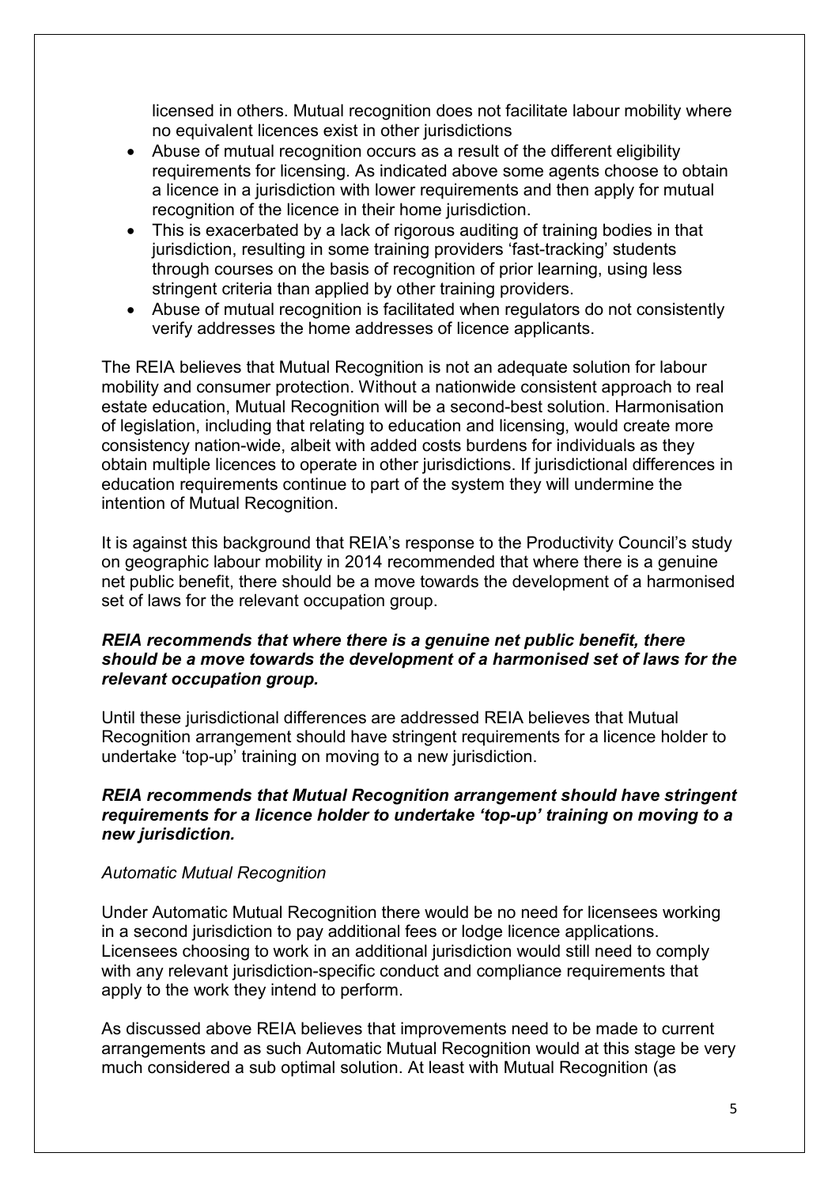licensed in others. Mutual recognition does not facilitate labour mobility where no equivalent licences exist in other jurisdictions

- Abuse of mutual recognition occurs as a result of the different eligibility requirements for licensing. As indicated above some agents choose to obtain a licence in a jurisdiction with lower requirements and then apply for mutual recognition of the licence in their home jurisdiction.
- This is exacerbated by a lack of rigorous auditing of training bodies in that jurisdiction, resulting in some training providers 'fast-tracking' students through courses on the basis of recognition of prior learning, using less stringent criteria than applied by other training providers.
- Abuse of mutual recognition is facilitated when regulators do not consistently verify addresses the home addresses of licence applicants.

The REIA believes that Mutual Recognition is not an adequate solution for labour mobility and consumer protection. Without a nationwide consistent approach to real estate education, Mutual Recognition will be a second-best solution. Harmonisation of legislation, including that relating to education and licensing, would create more consistency nation-wide, albeit with added costs burdens for individuals as they obtain multiple licences to operate in other jurisdictions. If jurisdictional differences in education requirements continue to part of the system they will undermine the intention of Mutual Recognition.

It is against this background that REIA's response to the Productivity Council's study on geographic labour mobility in 2014 recommended that where there is a genuine net public benefit, there should be a move towards the development of a harmonised set of laws for the relevant occupation group.

***REIA recommends that where there is a genuine net public benefit, there should be a move towards the development of a harmonised set of laws for the relevant occupation group.***

Until these jurisdictional differences are addressed REIA believes that Mutual Recognition arrangement should have stringent requirements for a licence holder to undertake 'top-up' training on moving to a new jurisdiction.

***REIA recommends that Mutual Recognition arrangement should have stringent requirements for a licence holder to undertake 'top-up' training on moving to a new jurisdiction.***

*Automatic Mutual Recognition*

Under Automatic Mutual Recognition there would be no need for licensees working in a second jurisdiction to pay additional fees or lodge licence applications. Licensees choosing to work in an additional jurisdiction would still need to comply with any relevant jurisdiction-specific conduct and compliance requirements that apply to the work they intend to perform.

As discussed above REIA believes that improvements need to be made to current arrangements and as such Automatic Mutual Recognition would at this stage be very much considered a sub optimal solution. At least with Mutual Recognition (as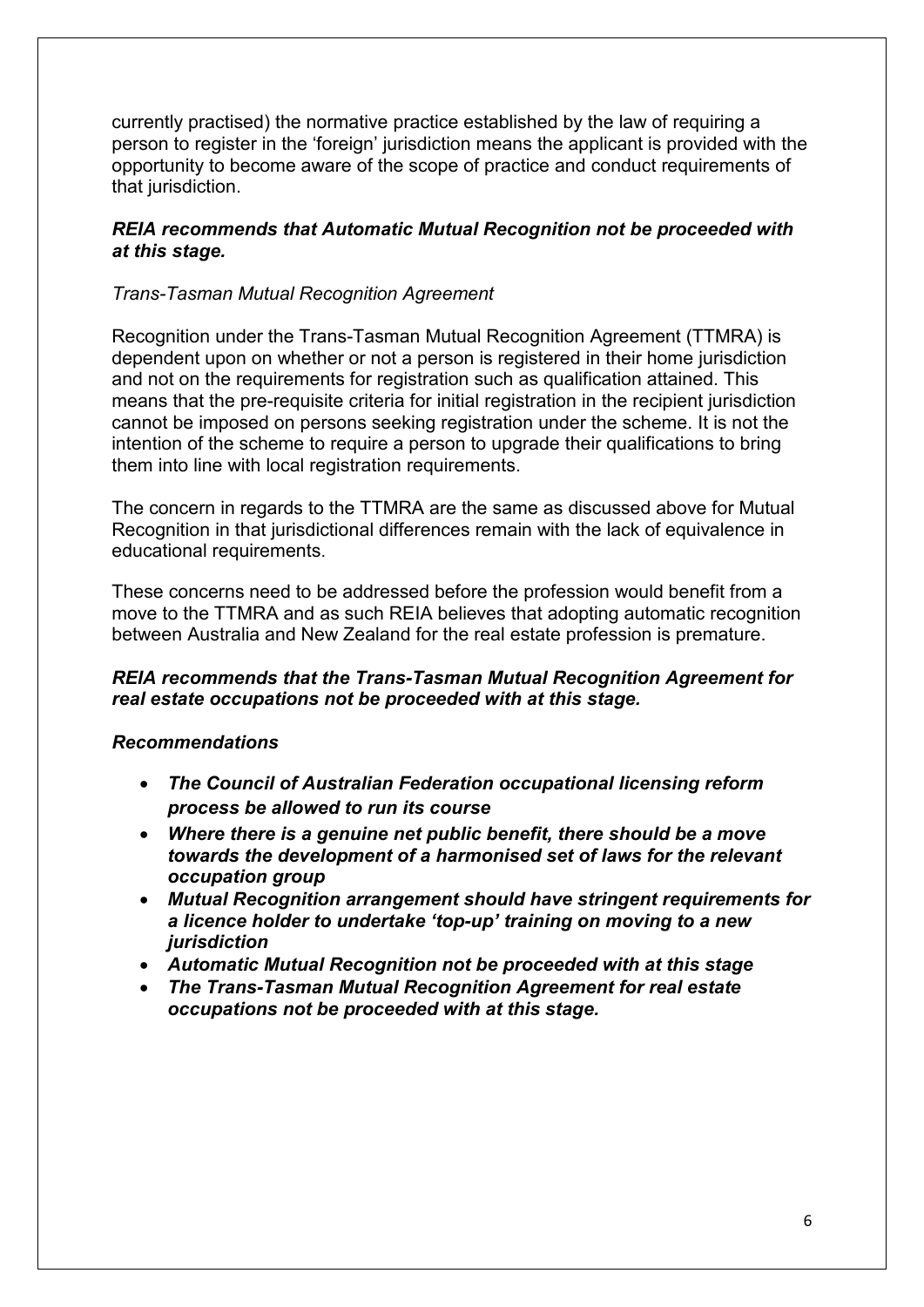currently practised) the normative practice established by the law of requiring a person to register in the 'foreign' jurisdiction means the applicant is provided with the opportunity to become aware of the scope of practice and conduct requirements of that jurisdiction.

***REIA recommends that Automatic Mutual Recognition not be proceeded with at this stage.***

*Trans-Tasman Mutual Recognition Agreement*

Recognition under the Trans-Tasman Mutual Recognition Agreement (TTMRA) is dependent upon on whether or not a person is registered in their home jurisdiction and not on the requirements for registration such as qualification attained. This means that the pre-requisite criteria for initial registration in the recipient jurisdiction cannot be imposed on persons seeking registration under the scheme. It is not the intention of the scheme to require a person to upgrade their qualifications to bring them into line with local registration requirements.

The concern in regards to the TTMRA are the same as discussed above for Mutual Recognition in that jurisdictional differences remain with the lack of equivalence in educational requirements.

These concerns need to be addressed before the profession would benefit from a move to the TTMRA and as such REIA believes that adopting automatic recognition between Australia and New Zealand for the real estate profession is premature.

***REIA recommends that the Trans-Tasman Mutual Recognition Agreement for real estate occupations not be proceeded with at this stage.***

***Recommendations***

- ***The Council of Australian Federation occupational licensing reform process be allowed to run its course***
- ***Where there is a genuine net public benefit, there should be a move towards the development of a harmonised set of laws for the relevant occupation group***
- ***Mutual Recognition arrangement should have stringent requirements for a licence holder to undertake 'top-up' training on moving to a new jurisdiction***
- ***Automatic Mutual Recognition not be proceeded with at this stage***
- ***The Trans-Tasman Mutual Recognition Agreement for real estate occupations not be proceeded with at this stage.***